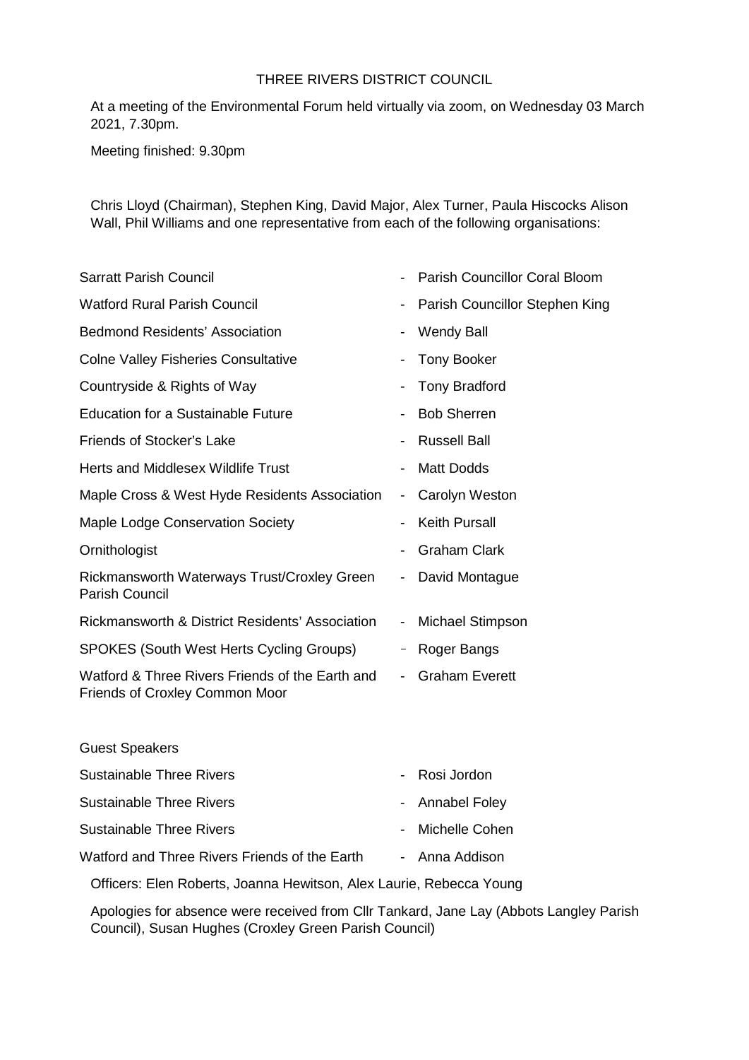THREE RIVERS DISTRICT COUNCIL

At a meeting of the Environmental Forum held virtually via zoom, on Wednesday 03 March 2021, 7.30pm.

Meeting finished: 9.30pm

Chris Lloyd (Chairman), Stephen King, David Major, Alex Turner, Paula Hiscocks Alison Wall, Phil Williams and one representative from each of the following organisations:

| | | |
|---|---|---|
| Sarratt Parish Council | - | Parish Councillor Coral Bloom |
| Watford Rural Parish Council | - | Parish Councillor Stephen King |
| Bedmond Residents' Association | - | Wendy Ball |
| Colne Valley Fisheries Consultative | - | Tony Booker |
| Countryside & Rights of Way | - | Tony Bradford |
| Education for a Sustainable Future | - | Bob Sherren |
| Friends of Stocker's Lake | - | Russell Ball |
| Herts and Middlesex Wildlife Trust | - | Matt Dodds |
| Maple Cross & West Hyde Residents Association | - | Carolyn Weston |
| Maple Lodge Conservation Society | - | Keith Pursall |
| Ornithologist | - | Graham Clark |
| Rickmansworth Waterways Trust/Croxley Green Parish Council | - | David Montague |
| Rickmansworth & District Residents' Association | - | Michael Stimpson |
| SPOKES (South West Herts Cycling Groups) | - | Roger Bangs |
| Watford & Three Rivers Friends of the Earth and Friends of Croxley Common Moor | - | Graham Everett |

Guest Speakers

| | | |
|---|---|---|
| Sustainable Three Rivers | - | Rosi Jordon |
| Sustainable Three Rivers | - | Annabel Foley |
| Sustainable Three Rivers | - | Michelle Cohen |
| Watford and Three Rivers Friends of the Earth | - | Anna Addison |

Officers: Elen Roberts, Joanna Hewitson, Alex Laurie, Rebecca Young

Apologies for absence were received from Cllr Tankard, Jane Lay (Abbots Langley Parish Council), Susan Hughes (Croxley Green Parish Council)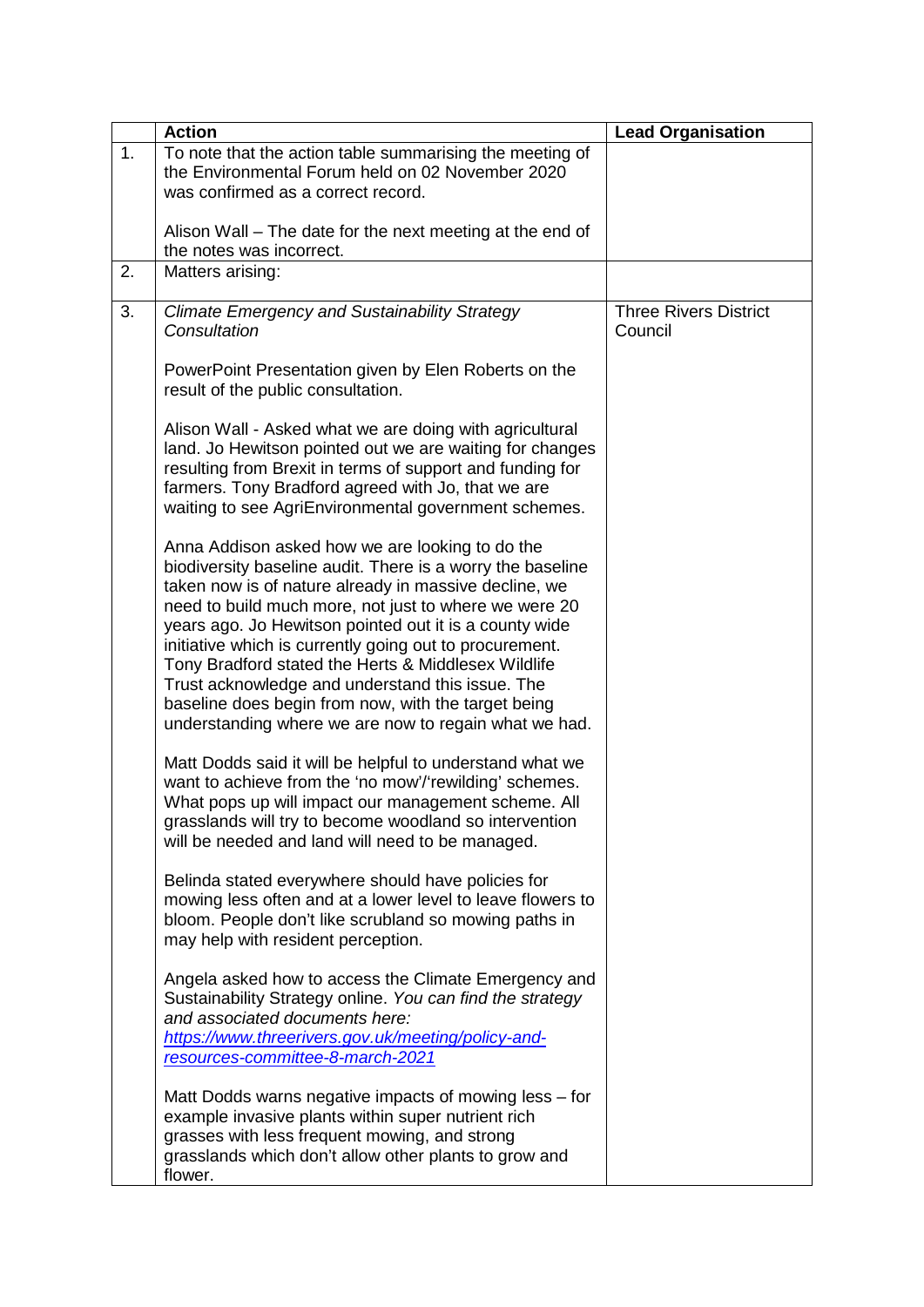| | Action | Lead Organisation |
|---|---|---|
| 1. | To note that the action table summarising the meeting of the Environmental Forum held on 02 November 2020 was confirmed as a correct record.<br><br>Alison Wall – The date for the next meeting at the end of the notes was incorrect. | |
| 2. | Matters arising: | |
| 3. | *Climate Emergency and Sustainability Strategy Consultation*<br><br>PowerPoint Presentation given by Elen Roberts on the result of the public consultation.<br><br>Alison Wall - Asked what we are doing with agricultural land. Jo Hewitson pointed out we are waiting for changes resulting from Brexit in terms of support and funding for farmers. Tony Bradford agreed with Jo, that we are waiting to see AgriEnvironmental government schemes.<br><br>Anna Addison asked how we are looking to do the biodiversity baseline audit. There is a worry the baseline taken now is of nature already in massive decline, we need to build much more, not just to where we were 20 years ago. Jo Hewitson pointed out it is a county wide initiative which is currently going out to procurement. Tony Bradford stated the Herts & Middlesex Wildlife Trust acknowledge and understand this issue. The baseline does begin from now, with the target being understanding where we are now to regain what we had.<br><br>Matt Dodds said it will be helpful to understand what we want to achieve from the 'no mow'/'rewilding' schemes. What pops up will impact our management scheme. All grasslands will try to become woodland so intervention will be needed and land will need to be managed.<br><br>Belinda stated everywhere should have policies for mowing less often and at a lower level to leave flowers to bloom. People don't like scrubland so mowing paths in may help with resident perception.<br><br>Angela asked how to access the Climate Emergency and Sustainability Strategy online. *You can find the strategy and associated documents here:* [*https://www.threerivers.gov.uk/meeting/policy-and-resources-committee-8-march-2021*](https://www.threerivers.gov.uk/meeting/policy-and-resources-committee-8-march-2021)<br><br>Matt Dodds warns negative impacts of mowing less – for example invasive plants within super nutrient rich grasses with less frequent mowing, and strong grasslands which don't allow other plants to grow and flower. | Three Rivers District Council |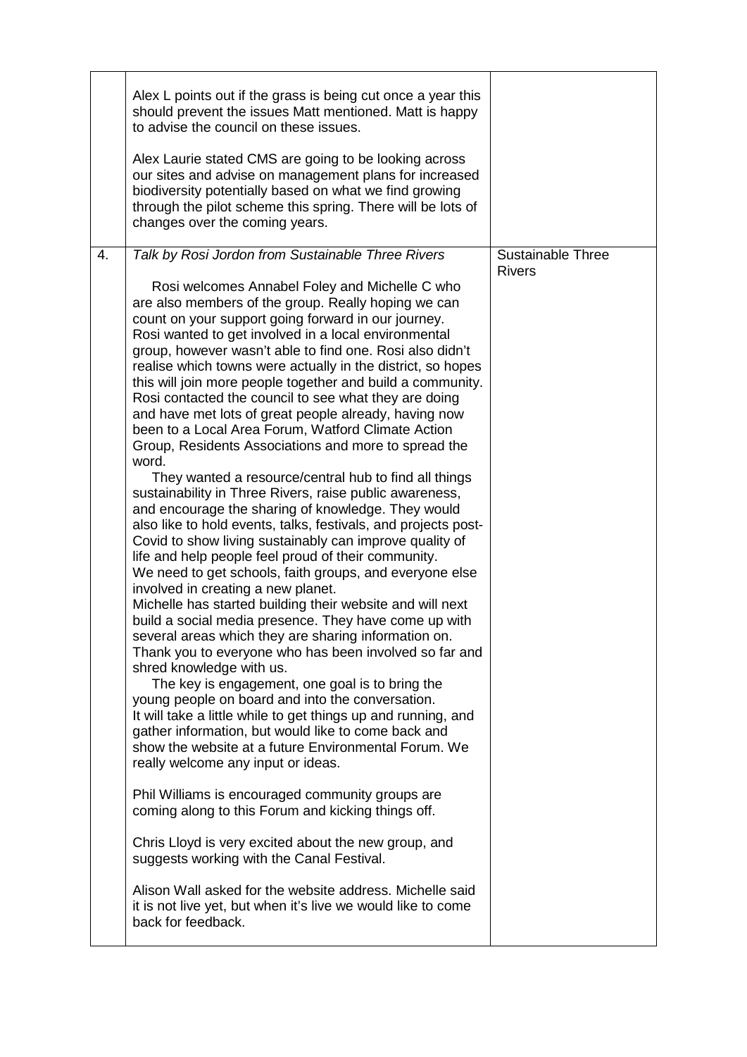| | | |
|---|---|---|
| | Alex L points out if the grass is being cut once a year this should prevent the issues Matt mentioned. Matt is happy to advise the council on these issues.<br><br>Alex Laurie stated CMS are going to be looking across our sites and advise on management plans for increased biodiversity potentially based on what we find growing through the pilot scheme this spring. There will be lots of changes over the coming years. | |
| 4. | *Talk by Rosi Jordon from Sustainable Three Rivers*<br><br>Rosi welcomes Annabel Foley and Michelle C who are also members of the group. Really hoping we can count on your support going forward in our journey. Rosi wanted to get involved in a local environmental group, however wasn't able to find one. Rosi also didn't realise which towns were actually in the district, so hopes this will join more people together and build a community. Rosi contacted the council to see what they are doing and have met lots of great people already, having now been to a Local Area Forum, Watford Climate Action Group, Residents Associations and more to spread the word.<br>They wanted a resource/central hub to find all things sustainability in Three Rivers, raise public awareness, and encourage the sharing of knowledge. They would also like to hold events, talks, festivals, and projects post-Covid to show living sustainably can improve quality of life and help people feel proud of their community.<br>We need to get schools, faith groups, and everyone else involved in creating a new planet.<br>Michelle has started building their website and will next build a social media presence. They have come up with several areas which they are sharing information on.<br>Thank you to everyone who has been involved so far and shred knowledge with us.<br>The key is engagement, one goal is to bring the young people on board and into the conversation.<br>It will take a little while to get things up and running, and gather information, but would like to come back and show the website at a future Environmental Forum. We really welcome any input or ideas.<br><br>Phil Williams is encouraged community groups are coming along to this Forum and kicking things off.<br><br>Chris Lloyd is very excited about the new group, and suggests working with the Canal Festival.<br><br>Alison Wall asked for the website address. Michelle said it is not live yet, but when it's live we would like to come back for feedback. | Sustainable Three Rivers |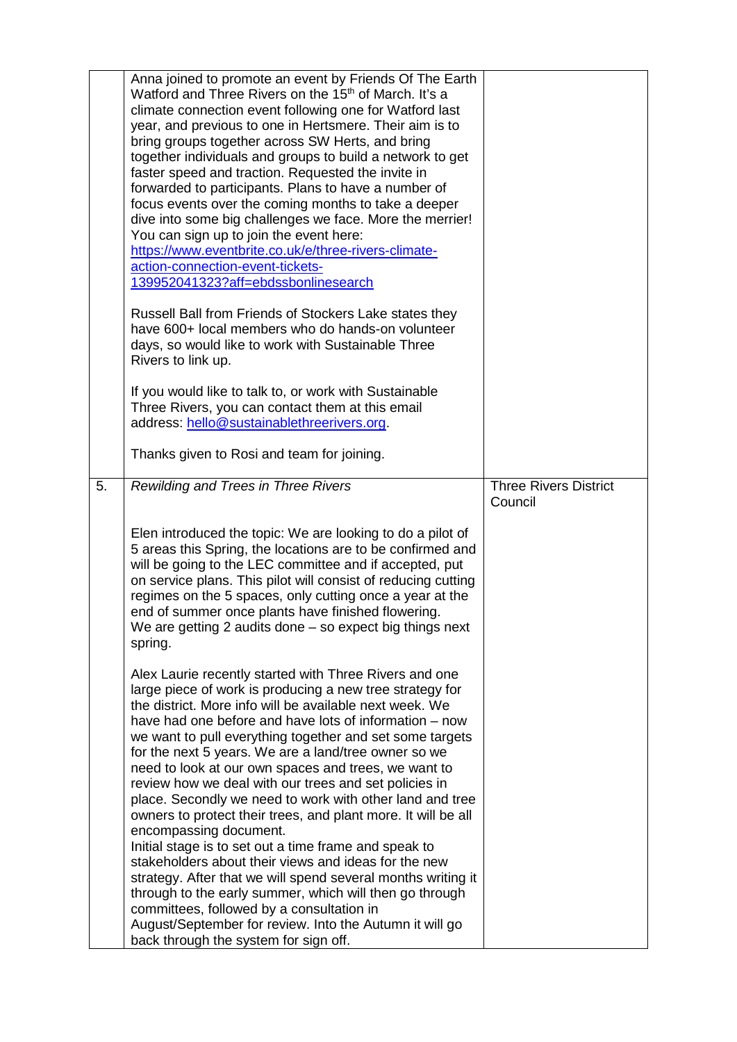| | | |
|---|---|---|
| | Anna joined to promote an event by Friends Of The Earth Watford and Three Rivers on the 15th of March. It's a climate connection event following one for Watford last year, and previous to one in Hertsmere. Their aim is to bring groups together across SW Herts, and bring together individuals and groups to build a network to get faster speed and traction. Requested the invite in forwarded to participants. Plans to have a number of focus events over the coming months to take a deeper dive into some big challenges we face. More the merrier! You can sign up to join the event here: [https://www.eventbrite.co.uk/e/three-rivers-climate-action-connection-event-tickets-139952041323?aff=ebdssbonlinesearch](https://www.eventbrite.co.uk/e/three-rivers-climate-action-connection-event-tickets-139952041323?aff=ebdssbonlinesearch)<br><br>Russell Ball from Friends of Stockers Lake states they have 600+ local members who do hands-on volunteer days, so would like to work with Sustainable Three Rivers to link up.<br><br>If you would like to talk to, or work with Sustainable Three Rivers, you can contact them at this email address: [hello@sustainablethreerivers.org](mailto:hello@sustainablethreerivers.org).<br><br>Thanks given to Rosi and team for joining. | |
| 5. | *Rewilding and Trees in Three Rivers*<br><br>Elen introduced the topic: We are looking to do a pilot of 5 areas this Spring, the locations are to be confirmed and will be going to the LEC committee and if accepted, put on service plans. This pilot will consist of reducing cutting regimes on the 5 spaces, only cutting once a year at the end of summer once plants have finished flowering.<br>We are getting 2 audits done – so expect big things next spring.<br><br>Alex Laurie recently started with Three Rivers and one large piece of work is producing a new tree strategy for the district. More info will be available next week. We have had one before and have lots of information – now we want to pull everything together and set some targets for the next 5 years. We are a land/tree owner so we need to look at our own spaces and trees, we want to review how we deal with our trees and set policies in place. Secondly we need to work with other land and tree owners to protect their trees, and plant more. It will be all encompassing document.<br>Initial stage is to set out a time frame and speak to stakeholders about their views and ideas for the new strategy. After that we will spend several months writing it through to the early summer, which will then go through committees, followed by a consultation in August/September for review. Into the Autumn it will go back through the system for sign off. | Three Rivers District Council |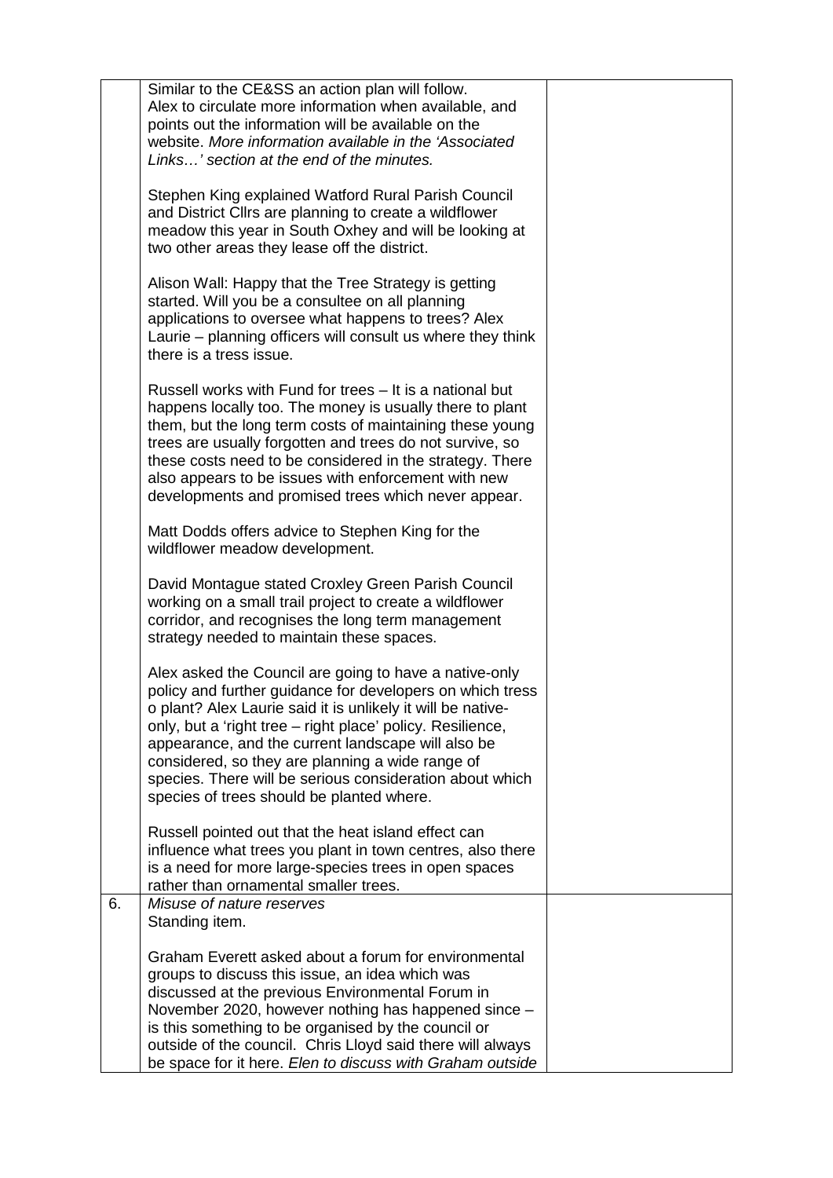|  |  |  |
|---|---|---|
|  | Similar to the CE&SS an action plan will follow.<br>Alex to circulate more information when available, and points out the information will be available on the website. *More information available in the 'Associated Links…' section at the end of the minutes.*<br><br>Stephen King explained Watford Rural Parish Council and District Cllrs are planning to create a wildflower meadow this year in South Oxhey and will be looking at two other areas they lease off the district.<br><br>Alison Wall: Happy that the Tree Strategy is getting started. Will you be a consultee on all planning applications to oversee what happens to trees? Alex Laurie – planning officers will consult us where they think there is a tress issue.<br><br>Russell works with Fund for trees – It is a national but happens locally too. The money is usually there to plant them, but the long term costs of maintaining these young trees are usually forgotten and trees do not survive, so these costs need to be considered in the strategy. There also appears to be issues with enforcement with new developments and promised trees which never appear.<br><br>Matt Dodds offers advice to Stephen King for the wildflower meadow development.<br><br>David Montague stated Croxley Green Parish Council working on a small trail project to create a wildflower corridor, and recognises the long term management strategy needed to maintain these spaces.<br><br>Alex asked the Council are going to have a native-only policy and further guidance for developers on which tress o plant? Alex Laurie said it is unlikely it will be native-only, but a 'right tree – right place' policy. Resilience, appearance, and the current landscape will also be considered, so they are planning a wide range of species. There will be serious consideration about which species of trees should be planted where.<br><br>Russell pointed out that the heat island effect can influence what trees you plant in town centres, also there is a need for more large-species trees in open spaces rather than ornamental smaller trees. |  |
| 6. | *Misuse of nature reserves*<br>Standing item.<br><br>Graham Everett asked about a forum for environmental groups to discuss this issue, an idea which was discussed at the previous Environmental Forum in November 2020, however nothing has happened since – is this something to be organised by the council or outside of the council. Chris Lloyd said there will always be space for it here. *Elen to discuss with Graham outside* |  |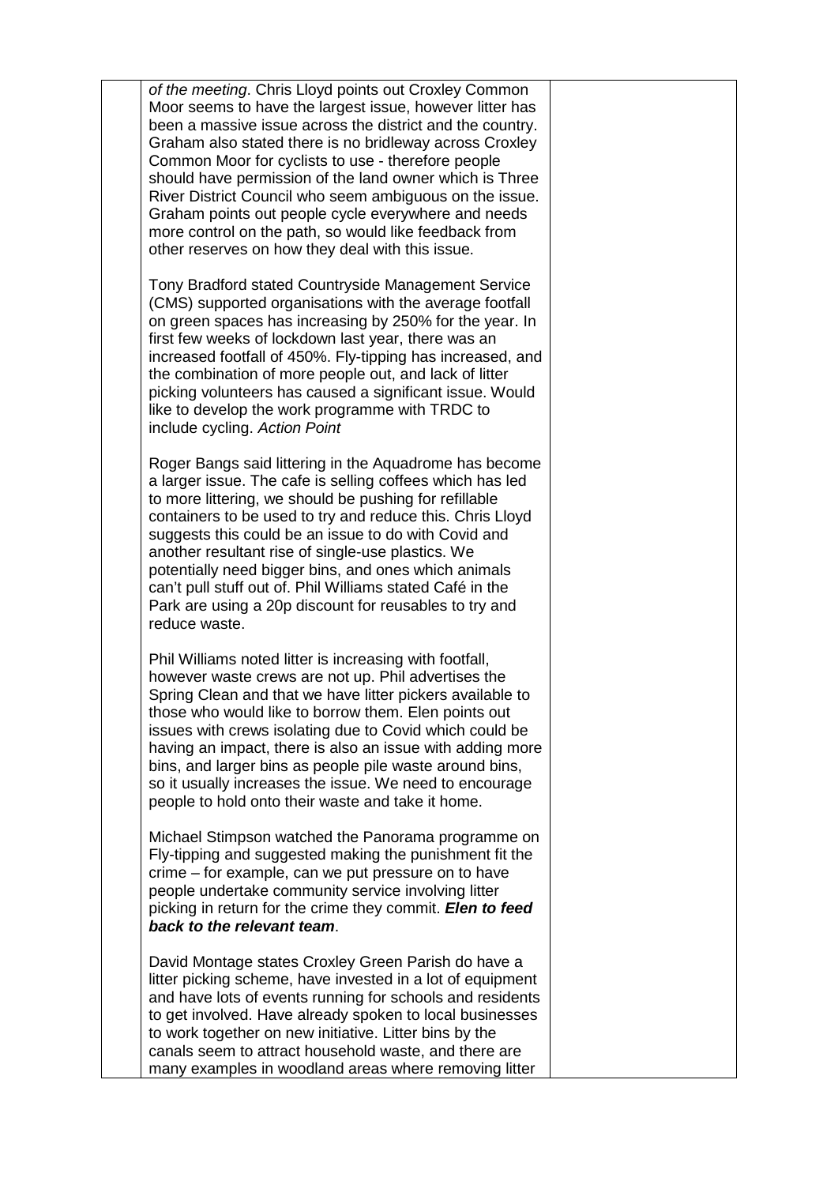|  |  |  |
|---|---|---|
|  | *of the meeting*. Chris Lloyd points out Croxley Common Moor seems to have the largest issue, however litter has been a massive issue across the district and the country. Graham also stated there is no bridleway across Croxley Common Moor for cyclists to use - therefore people should have permission of the land owner which is Three River District Council who seem ambiguous on the issue. Graham points out people cycle everywhere and needs more control on the path, so would like feedback from other reserves on how they deal with this issue.<br><br>Tony Bradford stated Countryside Management Service (CMS) supported organisations with the average footfall on green spaces has increasing by 250% for the year. In first few weeks of lockdown last year, there was an increased footfall of 450%. Fly-tipping has increased, and the combination of more people out, and lack of litter picking volunteers has caused a significant issue. Would like to develop the work programme with TRDC to include cycling. *Action Point*<br><br>Roger Bangs said littering in the Aquadrome has become a larger issue. The cafe is selling coffees which has led to more littering, we should be pushing for refillable containers to be used to try and reduce this. Chris Lloyd suggests this could be an issue to do with Covid and another resultant rise of single-use plastics. We potentially need bigger bins, and ones which animals can't pull stuff out of. Phil Williams stated Café in the Park are using a 20p discount for reusables to try and reduce waste.<br><br>Phil Williams noted litter is increasing with footfall, however waste crews are not up. Phil advertises the Spring Clean and that we have litter pickers available to those who would like to borrow them. Elen points out issues with crews isolating due to Covid which could be having an impact, there is also an issue with adding more bins, and larger bins as people pile waste around bins, so it usually increases the issue. We need to encourage people to hold onto their waste and take it home.<br><br>Michael Stimpson watched the Panorama programme on Fly-tipping and suggested making the punishment fit the crime – for example, can we put pressure on to have people undertake community service involving litter picking in return for the crime they commit. ***Elen to feed back to the relevant team***.<br><br>David Montage states Croxley Green Parish do have a litter picking scheme, have invested in a lot of equipment and have lots of events running for schools and residents to get involved. Have already spoken to local businesses to work together on new initiative. Litter bins by the canals seem to attract household waste, and there are many examples in woodland areas where removing litter |  |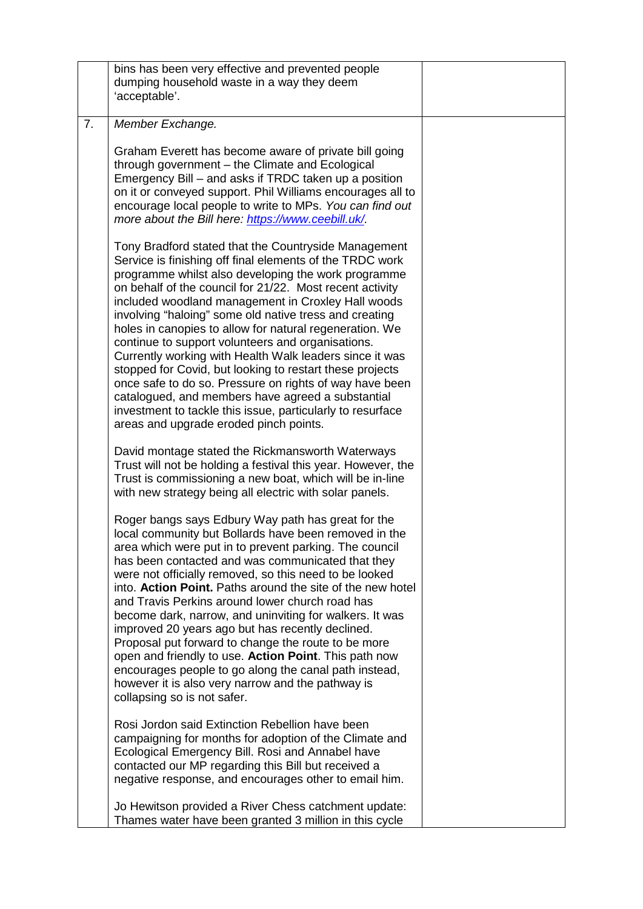| | | |
|---|---|---|
| | bins has been very effective and prevented people dumping household waste in a way they deem 'acceptable'. | |
| 7. | *Member Exchange.*<br><br>Graham Everett has become aware of private bill going through government – the Climate and Ecological Emergency Bill – and asks if TRDC taken up a position on it or conveyed support. Phil Williams encourages all to encourage local people to write to MPs. *You can find out more about the Bill here: [https://www.ceebill.uk/](https://www.ceebill.uk/).*<br><br>Tony Bradford stated that the Countryside Management Service is finishing off final elements of the TRDC work programme whilst also developing the work programme on behalf of the council for 21/22. Most recent activity included woodland management in Croxley Hall woods involving "haloing" some old native tress and creating holes in canopies to allow for natural regeneration. We continue to support volunteers and organisations. Currently working with Health Walk leaders since it was stopped for Covid, but looking to restart these projects once safe to do so. Pressure on rights of way have been catalogued, and members have agreed a substantial investment to tackle this issue, particularly to resurface areas and upgrade eroded pinch points.<br><br>David montage stated the Rickmansworth Waterways Trust will not be holding a festival this year. However, the Trust is commissioning a new boat, which will be in-line with new strategy being all electric with solar panels.<br><br>Roger bangs says Edbury Way path has great for the local community but Bollards have been removed in the area which were put in to prevent parking. The council has been contacted and was communicated that they were not officially removed, so this need to be looked into. **Action Point.** Paths around the site of the new hotel and Travis Perkins around lower church road has become dark, narrow, and uninviting for walkers. It was improved 20 years ago but has recently declined. Proposal put forward to change the route to be more open and friendly to use. **Action Point**. This path now encourages people to go along the canal path instead, however it is also very narrow and the pathway is collapsing so is not safer.<br><br>Rosi Jordon said Extinction Rebellion have been campaigning for months for adoption of the Climate and Ecological Emergency Bill. Rosi and Annabel have contacted our MP regarding this Bill but received a negative response, and encourages other to email him.<br><br>Jo Hewitson provided a River Chess catchment update: Thames water have been granted 3 million in this cycle | |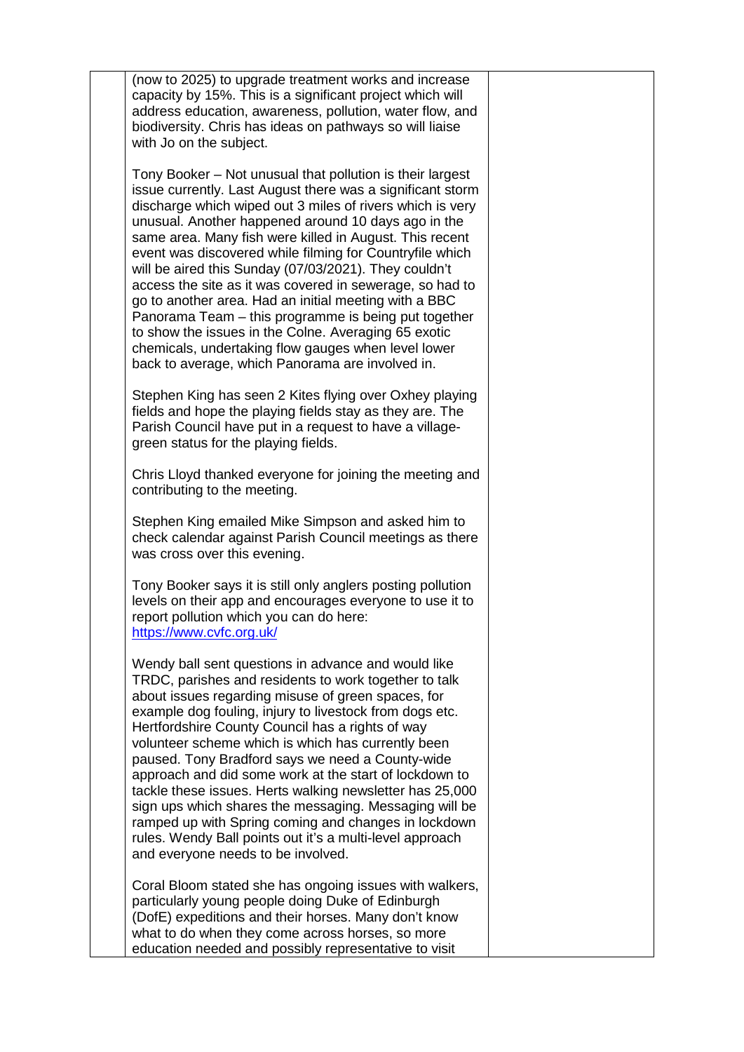| | | |
|---|---|---|
| | (now to 2025) to upgrade treatment works and increase capacity by 15%. This is a significant project which will address education, awareness, pollution, water flow, and biodiversity. Chris has ideas on pathways so will liaise with Jo on the subject.<br><br>Tony Booker – Not unusual that pollution is their largest issue currently. Last August there was a significant storm discharge which wiped out 3 miles of rivers which is very unusual. Another happened around 10 days ago in the same area. Many fish were killed in August. This recent event was discovered while filming for Countryfile which will be aired this Sunday (07/03/2021). They couldn't access the site as it was covered in sewerage, so had to go to another area. Had an initial meeting with a BBC Panorama Team – this programme is being put together to show the issues in the Colne. Averaging 65 exotic chemicals, undertaking flow gauges when level lower back to average, which Panorama are involved in.<br><br>Stephen King has seen 2 Kites flying over Oxhey playing fields and hope the playing fields stay as they are. The Parish Council have put in a request to have a village-green status for the playing fields.<br><br>Chris Lloyd thanked everyone for joining the meeting and contributing to the meeting.<br><br>Stephen King emailed Mike Simpson and asked him to check calendar against Parish Council meetings as there was cross over this evening.<br><br>Tony Booker says it is still only anglers posting pollution levels on their app and encourages everyone to use it to report pollution which you can do here: [https://www.cvfc.org.uk/](https://www.cvfc.org.uk/)<br><br>Wendy ball sent questions in advance and would like TRDC, parishes and residents to work together to talk about issues regarding misuse of green spaces, for example dog fouling, injury to livestock from dogs etc. Hertfordshire County Council has a rights of way volunteer scheme which is which has currently been paused. Tony Bradford says we need a County-wide approach and did some work at the start of lockdown to tackle these issues. Herts walking newsletter has 25,000 sign ups which shares the messaging. Messaging will be ramped up with Spring coming and changes in lockdown rules. Wendy Ball points out it's a multi-level approach and everyone needs to be involved.<br><br>Coral Bloom stated she has ongoing issues with walkers, particularly young people doing Duke of Edinburgh (DofE) expeditions and their horses. Many don't know what to do when they come across horses, so more education needed and possibly representative to visit | |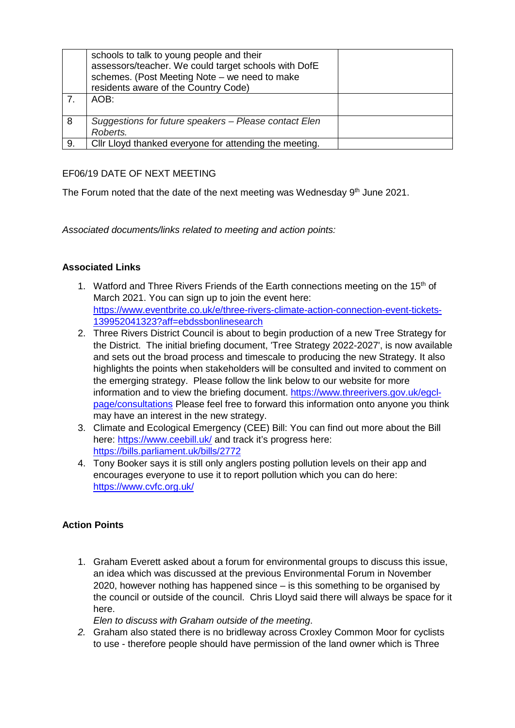|  | schools to talk to young people and their assessors/teacher. We could target schools with DofE schemes. (Post Meeting Note – we need to make residents aware of the Country Code) |  |
|---|---|---|
| 7. | AOB: |  |
| 8 | *Suggestions for future speakers – Please contact Elen Roberts.* |  |
| 9. | Cllr Lloyd thanked everyone for attending the meeting. |  |

EF06/19 DATE OF NEXT MEETING

The Forum noted that the date of the next meeting was Wednesday 9th June 2021.

*Associated documents/links related to meeting and action points:*

**Associated Links**

1. Watford and Three Rivers Friends of the Earth connections meeting on the 15th of March 2021. You can sign up to join the event here: https://www.eventbrite.co.uk/e/three-rivers-climate-action-connection-event-tickets-139952041323?aff=ebdssbonlinesearch
2. Three Rivers District Council is about to begin production of a new Tree Strategy for the District. The initial briefing document, 'Tree Strategy 2022-2027', is now available and sets out the broad process and timescale to producing the new Strategy. It also highlights the points when stakeholders will be consulted and invited to comment on the emerging strategy. Please follow the link below to our website for more information and to view the briefing document. https://www.threerivers.gov.uk/egcl-page/consultations Please feel free to forward this information onto anyone you think may have an interest in the new strategy.
3. Climate and Ecological Emergency (CEE) Bill: You can find out more about the Bill here: https://www.ceebill.uk/ and track it's progress here: https://bills.parliament.uk/bills/2772
4. Tony Booker says it is still only anglers posting pollution levels on their app and encourages everyone to use it to report pollution which you can do here: https://www.cvfc.org.uk/

**Action Points**

1. Graham Everett asked about a forum for environmental groups to discuss this issue, an idea which was discussed at the previous Environmental Forum in November 2020, however nothing has happened since – is this something to be organised by the council or outside of the council. Chris Lloyd said there will always be space for it here.
   *Elen to discuss with Graham outside of the meeting*.
2. Graham also stated there is no bridleway across Croxley Common Moor for cyclists to use - therefore people should have permission of the land owner which is Three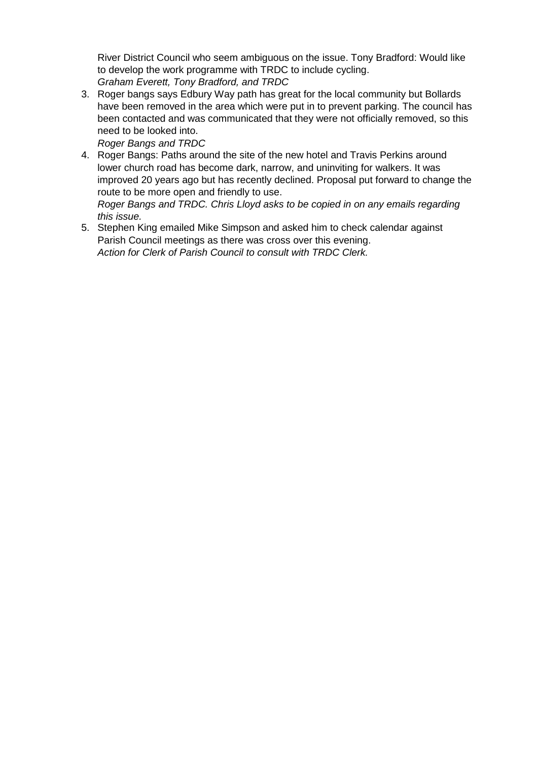River District Council who seem ambiguous on the issue. Tony Bradford: Would like to develop the work programme with TRDC to include cycling.
*Graham Everett, Tony Bradford, and TRDC*

3. Roger bangs says Edbury Way path has great for the local community but Bollards have been removed in the area which were put in to prevent parking. The council has been contacted and was communicated that they were not officially removed, so this need to be looked into.
*Roger Bangs and TRDC*
4. Roger Bangs: Paths around the site of the new hotel and Travis Perkins around lower church road has become dark, narrow, and uninviting for walkers. It was improved 20 years ago but has recently declined. Proposal put forward to change the route to be more open and friendly to use.
*Roger Bangs and TRDC. Chris Lloyd asks to be copied in on any emails regarding this issue.*
5. Stephen King emailed Mike Simpson and asked him to check calendar against Parish Council meetings as there was cross over this evening.
*Action for Clerk of Parish Council to consult with TRDC Clerk.*